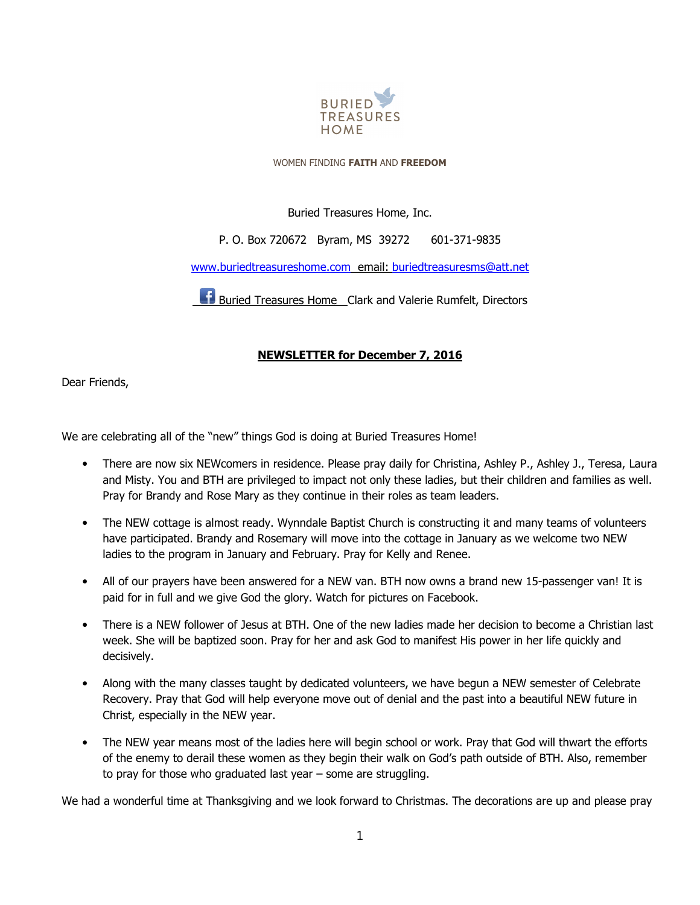BURIED TREASURES HOME

WOMEN FINDING **FAITH** AND **FREEDOM**

Buried Treasures Home, Inc.

P. O. Box 720672 Byram, MS 39272 601-371-9835

www.buriedtreasureshome.com email: buriedtreasuresms@att.net

Buried Treasures Home Clark and Valerie Rumfelt, Directors

## NEWSLETTER for December 7, 2016

Dear Friends,

We are celebrating all of the "new" things God is doing at Buried Treasures Home!

- There are now six NEWcomers in residence. Please pray daily for Christina, Ashley P., Ashley J., Teresa, Laura and Misty. You and BTH are privileged to impact not only these ladies, but their children and families as well. Pray for Brandy and Rose Mary as they continue in their roles as team leaders.
- The NEW cottage is almost ready. Wynndale Baptist Church is constructing it and many teams of volunteers have participated. Brandy and Rosemary will move into the cottage in January as we welcome two NEW ladies to the program in January and February. Pray for Kelly and Renee.
- All of our prayers have been answered for a NEW van. BTH now owns a brand new 15-passenger van! It is paid for in full and we give God the glory. Watch for pictures on Facebook.
- There is a NEW follower of Jesus at BTH. One of the new ladies made her decision to become a Christian last week. She will be baptized soon. Pray for her and ask God to manifest His power in her life quickly and decisively.
- Along with the many classes taught by dedicated volunteers, we have begun a NEW semester of Celebrate Recovery. Pray that God will help everyone move out of denial and the past into a beautiful NEW future in Christ, especially in the NEW year.
- The NEW year means most of the ladies here will begin school or work. Pray that God will thwart the efforts of the enemy to derail these women as they begin their walk on God's path outside of BTH. Also, remember to pray for those who graduated last year – some are struggling.

We had a wonderful time at Thanksgiving and we look forward to Christmas. The decorations are up and please pray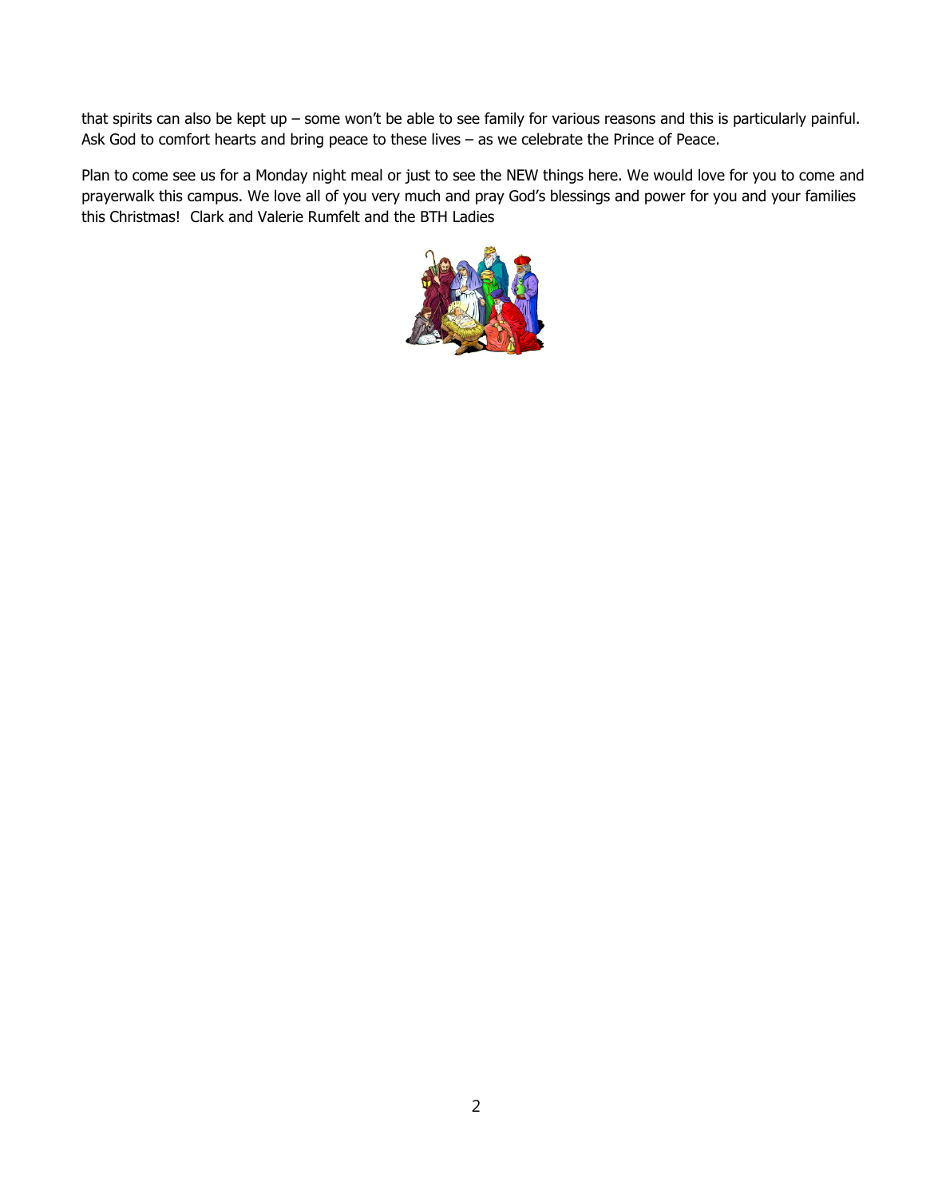that spirits can also be kept up – some won't be able to see family for various reasons and this is particularly painful. Ask God to comfort hearts and bring peace to these lives – as we celebrate the Prince of Peace.

Plan to come see us for a Monday night meal or just to see the NEW things here. We would love for you to come and prayerwalk this campus. We love all of you very much and pray God's blessings and power for you and your families this Christmas! Clark and Valerie Rumfelt and the BTH Ladies